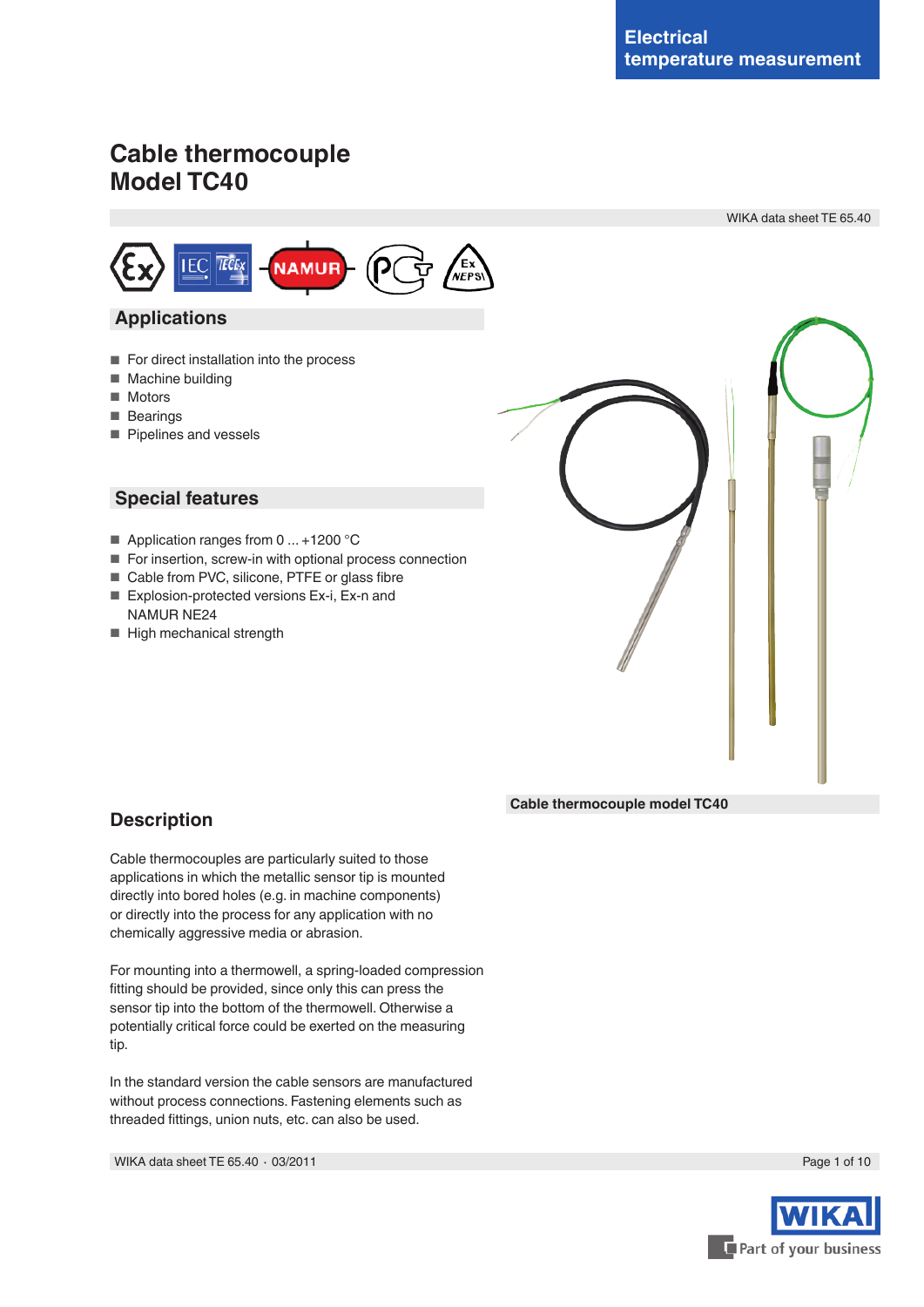Electrical temperature measurement

# Cable thermocouple Model TC40

WIKA data sheet TE 65.40

## Applications

- For direct installation into the process
- Machine building
- Motors
- Bearings
- Pipelines and vessels

## Special features

- Application ranges from 0 ... +1200 °C
- For insertion, screw-in with optional process connection
- Cable from PVC, silicone, PTFE or glass fibre
- Explosion-protected versions Ex-i, Ex-n and NAMUR NE24
- High mechanical strength

Cable thermocouple model TC40

## Description

Cable thermocouples are particularly suited to those applications in which the metallic sensor tip is mounted directly into bored holes (e.g. in machine components) or directly into the process for any application with no chemically aggressive media or abrasion.

For mounting into a thermowell, a spring-loaded compression fitting should be provided, since only this can press the sensor tip into the bottom of the thermowell. Otherwise a potentially critical force could be exerted on the measuring tip.

In the standard version the cable sensors are manufactured without process connections. Fastening elements such as threaded fittings, union nuts, etc. can also be used.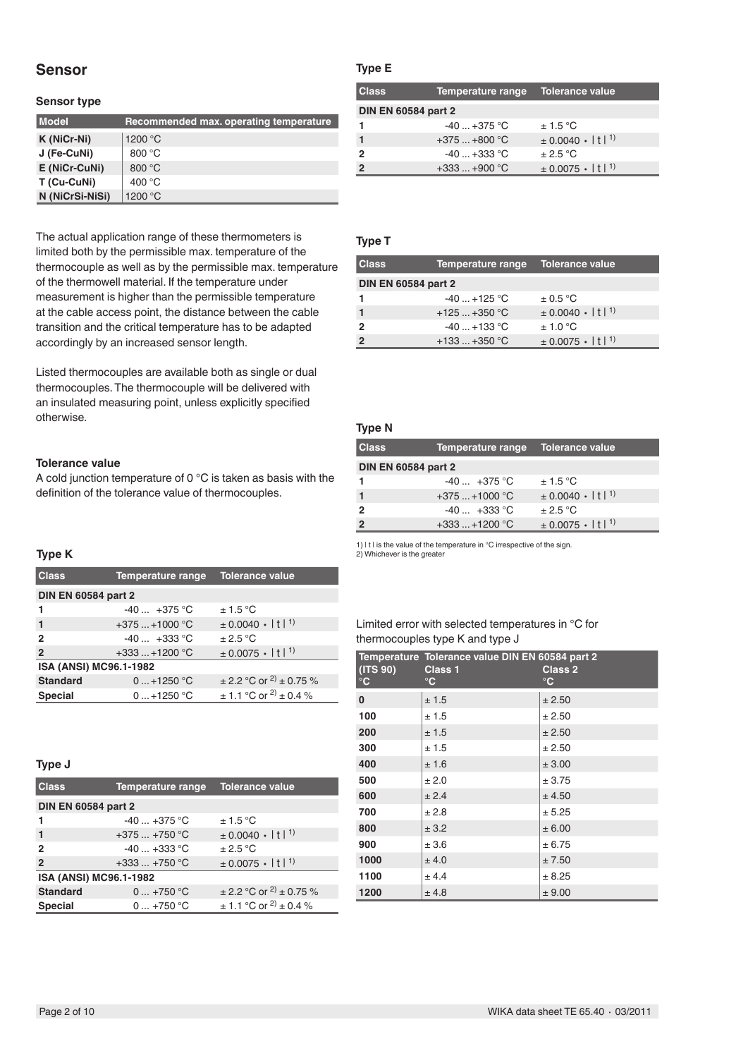## Sensor

### Sensor type

| Model | Recommended max. operating temperature |
|---|---|
| K (NiCr-Ni) | 1200 °C |
| J (Fe-CuNi) | 800 °C |
| E (NiCr-CuNi) | 800 °C |
| T (Cu-CuNi) | 400 °C |
| N (NiCrSi-NiSi) | 1200 °C |

The actual application range of these thermometers is limited both by the permissible max. temperature of the thermocouple as well as by the permissible max. temperature of the thermowell material. If the temperature under measurement is higher than the permissible temperature at the cable access point, the distance between the cable transition and the critical temperature has to be adapted accordingly by an increased sensor length.

Listed thermocouples are available both as single or dual thermocouples. The thermocouple will be delivered with an insulated measuring point, unless explicitly specified otherwise.

### Tolerance value

A cold junction temperature of 0 °C is taken as basis with the definition of the tolerance value of thermocouples.

### Type K

| Class | Temperature range | Tolerance value |
|---|---|---|
| **DIN EN 60584 part 2** | | |
| 1 | -40 ... +375 °C | ± 1.5 °C |
| 1 | +375 ... +1000 °C | ± 0.0040 · \| t \| [1] |
| 2 | -40 ... +333 °C | ± 2.5 °C |
| 2 | +333 ... +1200 °C | ± 0.0075 · \| t \| [1] |
| **ISA (ANSI) MC96.1-1982** | | |
| **Standard** | 0 ... +1250 °C | ± 2.2 °C or [2] ± 0.75 % |
| **Special** | 0 ... +1250 °C | ± 1.1 °C or [2] ± 0.4 % |

### Type J

| Class | Temperature range | Tolerance value |
|---|---|---|
| **DIN EN 60584 part 2** | | |
| 1 | -40 ... +375 °C | ± 1.5 °C |
| 1 | +375 ... +750 °C | ± 0.0040 · \| t \| [1] |
| 2 | -40 ... +333 °C | ± 2.5 °C |
| 2 | +333 ... +750 °C | ± 0.0075 · \| t \| [1] |
| **ISA (ANSI) MC96.1-1982** | | |
| **Standard** | 0 ... +750 °C | ± 2.2 °C or [2] ± 0.75 % |
| **Special** | 0 ... +750 °C | ± 1.1 °C or [2] ± 0.4 % |

### Type E

| Class | Temperature range | Tolerance value |
|---|---|---|
| **DIN EN 60584 part 2** | | |
| 1 | -40 ... +375 °C | ± 1.5 °C |
| 1 | +375 ... +800 °C | ± 0.0040 · \| t \| [1] |
| 2 | -40 ... +333 °C | ± 2.5 °C |
| 2 | +333 ... +900 °C | ± 0.0075 · \| t \| [1] |

### Type T

| Class | Temperature range | Tolerance value |
|---|---|---|
| **DIN EN 60584 part 2** | | |
| 1 | -40 ... +125 °C | ± 0.5 °C |
| 1 | +125 ... +350 °C | ± 0.0040 · \| t \| [1] |
| 2 | -40 ... +133 °C | ± 1.0 °C |
| 2 | +133 ... +350 °C | ± 0.0075 · \| t \| [1] |

### Type N

| Class | Temperature range | Tolerance value |
|---|---|---|
| **DIN EN 60584 part 2** | | |
| 1 | -40 ... +375 °C | ± 1.5 °C |
| 1 | +375 ... +1000 °C | ± 0.0040 · \| t \| [1] |
| 2 | -40 ... +333 °C | ± 2.5 °C |
| 2 | +333 ... +1200 °C | ± 0.0075 · \| t \| [1] |

1) | t | is the value of the temperature in °C irrespective of the sign.
2) Whichever is the greater

Limited error with selected temperatures in °C for thermocouples type K and type J

| Temperature (ITS 90) °C | Tolerance value DIN EN 60584 part 2 Class 1 °C | Class 2 °C |
|---|---|---|
| **0** | ± 1.5 | ± 2.50 |
| **100** | ± 1.5 | ± 2.50 |
| **200** | ± 1.5 | ± 2.50 |
| **300** | ± 1.5 | ± 2.50 |
| **400** | ± 1.6 | ± 3.00 |
| **500** | ± 2.0 | ± 3.75 |
| **600** | ± 2.4 | ± 4.50 |
| **700** | ± 2.8 | ± 5.25 |
| **800** | ± 3.2 | ± 6.00 |
| **900** | ± 3.6 | ± 6.75 |
| **1000** | ± 4.0 | ± 7.50 |
| **1100** | ± 4.4 | ± 8.25 |
| **1200** | ± 4.8 | ± 9.00 |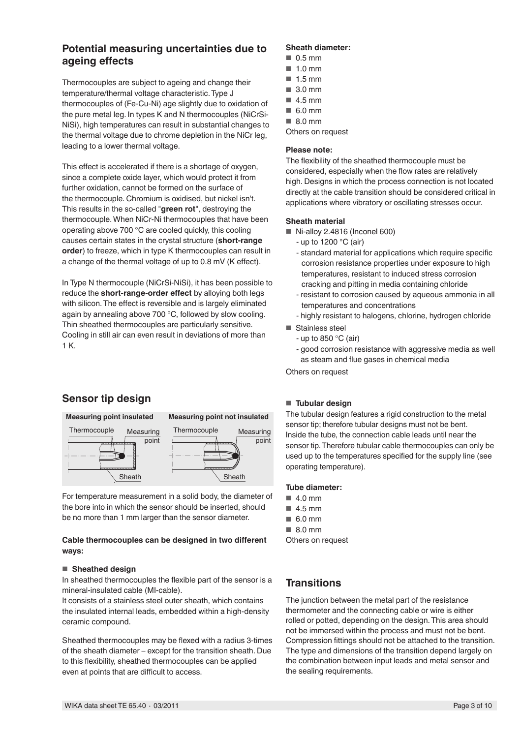## Potential measuring uncertainties due to ageing effects

Thermocouples are subject to ageing and change their temperature/thermal voltage characteristic. Type J thermocouples of (Fe-Cu-Ni) age slightly due to oxidation of the pure metal leg. In types K and N thermocouples (NiCrSi-NiSi), high temperatures can result in substantial changes to the thermal voltage due to chrome depletion in the NiCr leg, leading to a lower thermal voltage.

This effect is accelerated if there is a shortage of oxygen, since a complete oxide layer, which would protect it from further oxidation, cannot be formed on the surface of the thermocouple. Chromium is oxidised, but nickel isn't. This results in the so-called "**green rot**", destroying the thermocouple. When NiCr-Ni thermocouples that have been operating above 700 °C are cooled quickly, this cooling causes certain states in the crystal structure (**short-range order**) to freeze, which in type K thermocouples can result in a change of the thermal voltage of up to 0.8 mV (K effect).

In Type N thermocouple (NiCrSi-NiSi), it has been possible to reduce the **short-range-order effect** by alloying both legs with silicon. The effect is reversible and is largely eliminated again by annealing above 700 °C, followed by slow cooling. Thin sheathed thermocouples are particularly sensitive. Cooling in still air can even result in deviations of more than 1 K.

## Sensor tip design

**Measuring point insulated** — Thermocouple, Measuring point, Sheath

**Measuring point not insulated** — Thermocouple, Measuring point, Sheath

For temperature measurement in a solid body, the diameter of the bore into in which the sensor should be inserted, should be no more than 1 mm larger than the sensor diameter.

**Cable thermocouples can be designed in two different ways:**

- **Sheathed design**

In sheathed thermocouples the flexible part of the sensor is a mineral-insulated cable (MI-cable).
It consists of a stainless steel outer sheath, which contains the insulated internal leads, embedded within a high-density ceramic compound.

Sheathed thermocouples may be flexed with a radius 3-times of the sheath diameter – except for the transition sheath. Due to this flexibility, sheathed thermocouples can be applied even at points that are difficult to access.

**Sheath diameter:**

- 0.5 mm
- 1.0 mm
- 1.5 mm
- 3.0 mm
- 4.5 mm
- 6.0 mm
- 8.0 mm

Others on request

**Please note:**
The flexibility of the sheathed thermocouple must be considered, especially when the flow rates are relatively high. Designs in which the process connection is not located directly at the cable transition should be considered critical in applications where vibratory or oscillating stresses occur.

**Sheath material**

- Ni-alloy 2.4816 (Inconel 600)
  - up to 1200 °C (air)
  - standard material for applications which require specific corrosion resistance properties under exposure to high temperatures, resistant to induced stress corrosion cracking and pitting in media containing chloride
  - resistant to corrosion caused by aqueous ammonia in all temperatures and concentrations
  - highly resistant to halogens, chlorine, hydrogen chloride
- Stainless steel
  - up to 850 °C (air)
  - good corrosion resistance with aggressive media as well as steam and flue gases in chemical media

Others on request

- **Tubular design**

The tubular design features a rigid construction to the metal sensor tip; therefore tubular designs must not be bent. Inside the tube, the connection cable leads until near the sensor tip. Therefore tubular cable thermocouples can only be used up to the temperatures specified for the supply line (see operating temperature).

**Tube diameter:**

- 4.0 mm
- 4.5 mm
- 6.0 mm
- 8.0 mm

Others on request

## Transitions

The junction between the metal part of the resistance thermometer and the connecting cable or wire is either rolled or potted, depending on the design. This area should not be immersed within the process and must not be bent. Compression fittings should not be attached to the transition. The type and dimensions of the transition depend largely on the combination between input leads and metal sensor and the sealing requirements.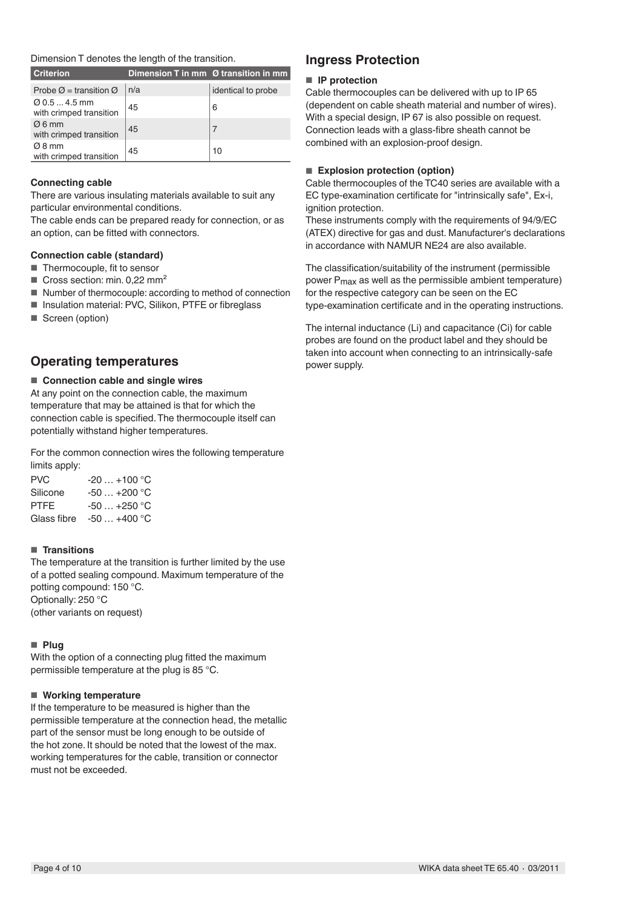Dimension T denotes the length of the transition.

| Criterion | Dimension T in mm | Ø transition in mm |
|---|---|---|
| Probe Ø = transition Ø | n/a | identical to probe |
| Ø 0.5 ... 4.5 mm with crimped transition | 45 | 6 |
| Ø 6 mm with crimped transition | 45 | 7 |
| Ø 8 mm with crimped transition | 45 | 10 |

### Connecting cable

There are various insulating materials available to suit any particular environmental conditions.
The cable ends can be prepared ready for connection, or as an option, can be fitted with connectors.

### Connection cable (standard)

- Thermocouple, fit to sensor
- Cross section: min. 0,22 $mm^2$
- Number of thermocouple: according to method of connection
- Insulation material: PVC, Silikon, PTFE or fibreglass
- Screen (option)

## Operating temperatures

### Connection cable and single wires

At any point on the connection cable, the maximum temperature that may be attained is that for which the connection cable is specified. The thermocouple itself can potentially withstand higher temperatures.

For the common connection wires the following temperature limits apply:

| | |
|---|---|
| PVC | -20 … +100 °C |
| Silicone | -50 … +200 °C |
| PTFE | -50 … +250 °C |
| Glass fibre | -50 … +400 °C |

### Transitions

The temperature at the transition is further limited by the use of a potted sealing compound. Maximum temperature of the potting compound: 150 °C.
Optionally: 250 °C
(other variants on request)

### Plug

With the option of a connecting plug fitted the maximum permissible temperature at the plug is 85 °C.

### Working temperature

If the temperature to be measured is higher than the permissible temperature at the connection head, the metallic part of the sensor must be long enough to be outside of the hot zone. It should be noted that the lowest of the max. working temperatures for the cable, transition or connector must not be exceeded.

## Ingress Protection

### IP protection

Cable thermocouples can be delivered with up to IP 65 (dependent on cable sheath material and number of wires). With a special design, IP 67 is also possible on request. Connection leads with a glass-fibre sheath cannot be combined with an explosion-proof design.

### Explosion protection (option)

Cable thermocouples of the TC40 series are available with a EC type-examination certificate for "intrinsically safe", Ex-i, ignition protection.
These instruments comply with the requirements of 94/9/EC (ATEX) directive for gas and dust. Manufacturer's declarations in accordance with NAMUR NE24 are also available.

The classification/suitability of the instrument (permissible power $P_{max}$ as well as the permissible ambient temperature) for the respective category can be seen on the EC type-examination certificate and in the operating instructions.

The internal inductance (Li) and capacitance (Ci) for cable probes are found on the product label and they should be taken into account when connecting to an intrinsically-safe power supply.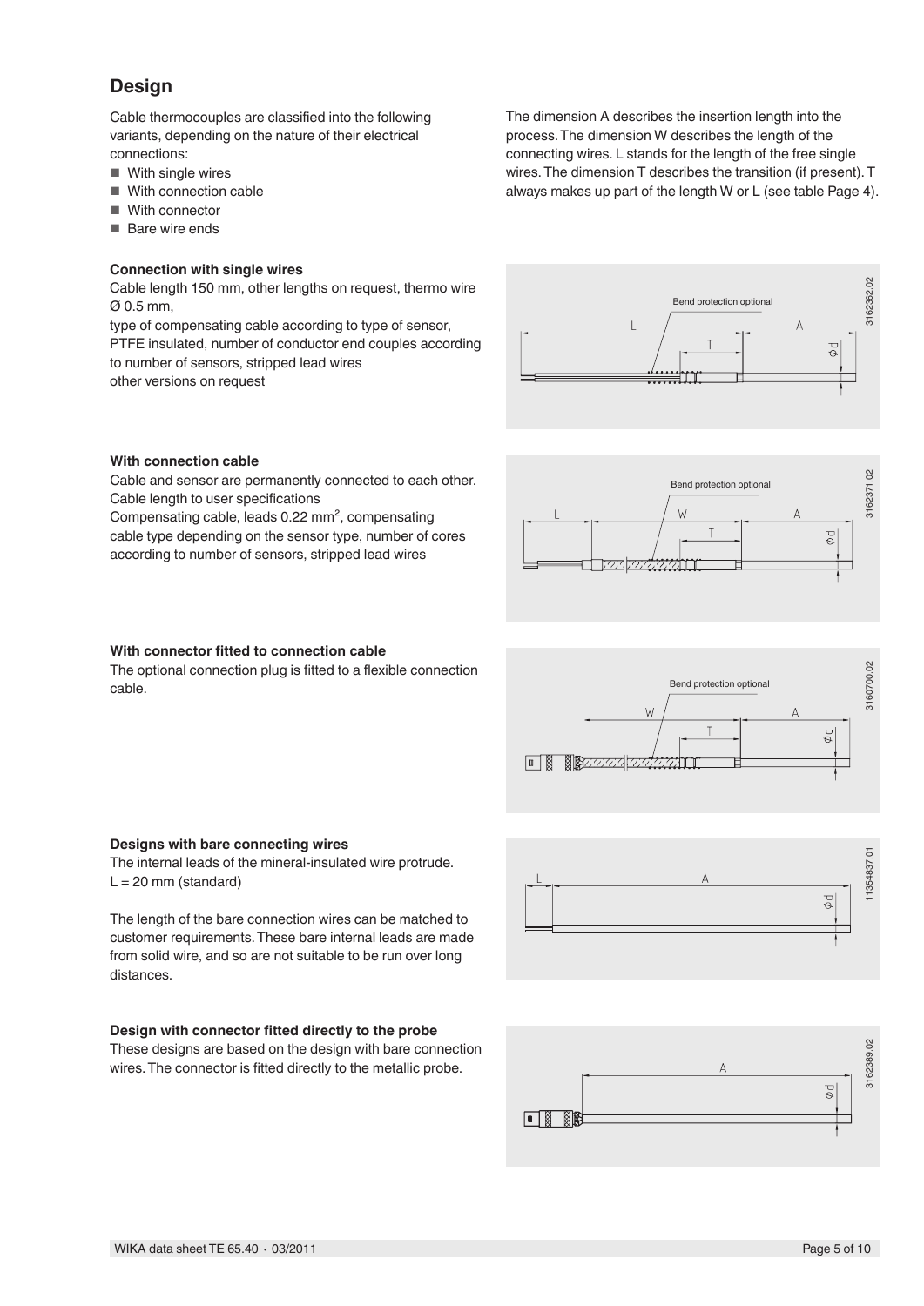## Design

Cable thermocouples are classified into the following variants, depending on the nature of their electrical connections:

- With single wires
- With connection cable
- With connector
- Bare wire ends

The dimension A describes the insertion length into the process. The dimension W describes the length of the connecting wires. L stands for the length of the free single wires. The dimension T describes the transition (if present). T always makes up part of the length W or L (see table Page 4).

**Connection with single wires**

Cable length 150 mm, other lengths on request, thermo wire Ø 0.5 mm,
type of compensating cable according to type of sensor, PTFE insulated, number of conductor end couples according to number of sensors, stripped lead wires
other versions on request

**With connection cable**

Cable and sensor are permanently connected to each other. Cable length to user specifications
Compensating cable, leads 0.22 mm², compensating cable type depending on the sensor type, number of cores according to number of sensors, stripped lead wires

**With connector fitted to connection cable**

The optional connection plug is fitted to a flexible connection cable.

**Designs with bare connecting wires**

The internal leads of the mineral-insulated wire protrude.
L = 20 mm (standard)

The length of the bare connection wires can be matched to customer requirements. These bare internal leads are made from solid wire, and so are not suitable to be run over long distances.

**Design with connector fitted directly to the probe**

These designs are based on the design with bare connection wires. The connector is fitted directly to the metallic probe.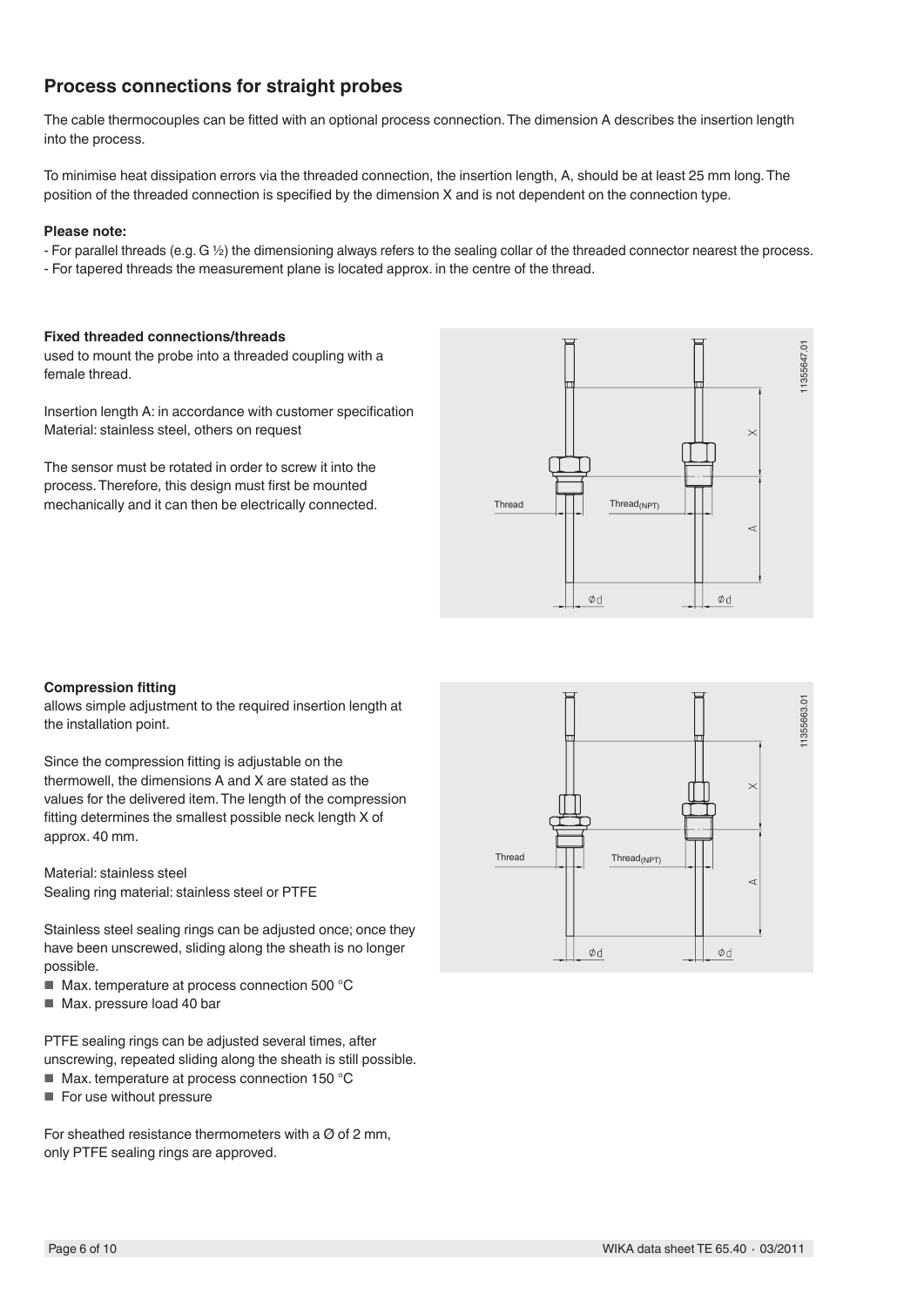## Process connections for straight probes

The cable thermocouples can be fitted with an optional process connection. The dimension A describes the insertion length into the process.

To minimise heat dissipation errors via the threaded connection, the insertion length, A, should be at least 25 mm long. The position of the threaded connection is specified by the dimension X and is not dependent on the connection type.

**Please note:**

- For parallel threads (e.g. G ½) the dimensioning always refers to the sealing collar of the threaded connector nearest the process.
- For tapered threads the measurement plane is located approx. in the centre of the thread.

**Fixed threaded connections/threads**
used to mount the probe into a threaded coupling with a female thread.

Insertion length A: in accordance with customer specification
Material: stainless steel, others on request

The sensor must be rotated in order to screw it into the process. Therefore, this design must first be mounted mechanically and it can then be electrically connected.

**Compression fitting**
allows simple adjustment to the required insertion length at the installation point.

Since the compression fitting is adjustable on the thermowell, the dimensions A and X are stated as the values for the delivered item. The length of the compression fitting determines the smallest possible neck length X of approx. 40 mm.

Material: stainless steel
Sealing ring material: stainless steel or PTFE

Stainless steel sealing rings can be adjusted once; once they have been unscrewed, sliding along the sheath is no longer possible.

- Max. temperature at process connection 500 °C
- Max. pressure load 40 bar

PTFE sealing rings can be adjusted several times, after unscrewing, repeated sliding along the sheath is still possible.

- Max. temperature at process connection 150 °C
- For use without pressure

For sheathed resistance thermometers with a Ø of 2 mm, only PTFE sealing rings are approved.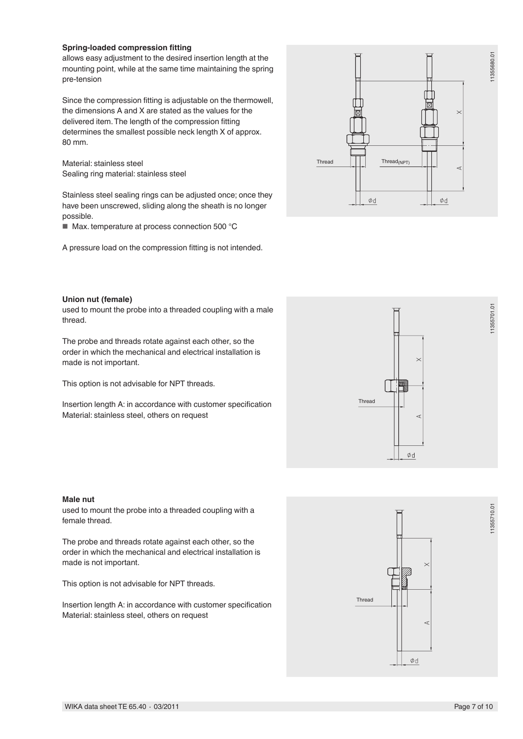**Spring-loaded compression fitting**

allows easy adjustment to the desired insertion length at the mounting point, while at the same time maintaining the spring pre-tension

Since the compression fitting is adjustable on the thermowell, the dimensions A and X are stated as the values for the delivered item. The length of the compression fitting determines the smallest possible neck length X of approx. 80 mm.

Material: stainless steel
Sealing ring material: stainless steel

Stainless steel sealing rings can be adjusted once; once they have been unscrewed, sliding along the sheath is no longer possible.

- Max. temperature at process connection 500 °C

A pressure load on the compression fitting is not intended.

**Union nut (female)**

used to mount the probe into a threaded coupling with a male thread.

The probe and threads rotate against each other, so the order in which the mechanical and electrical installation is made is not important.

This option is not advisable for NPT threads.

Insertion length A: in accordance with customer specification
Material: stainless steel, others on request

**Male nut**

used to mount the probe into a threaded coupling with a female thread.

The probe and threads rotate against each other, so the order in which the mechanical and electrical installation is made is not important.

This option is not advisable for NPT threads.

Insertion length A: in accordance with customer specification
Material: stainless steel, others on request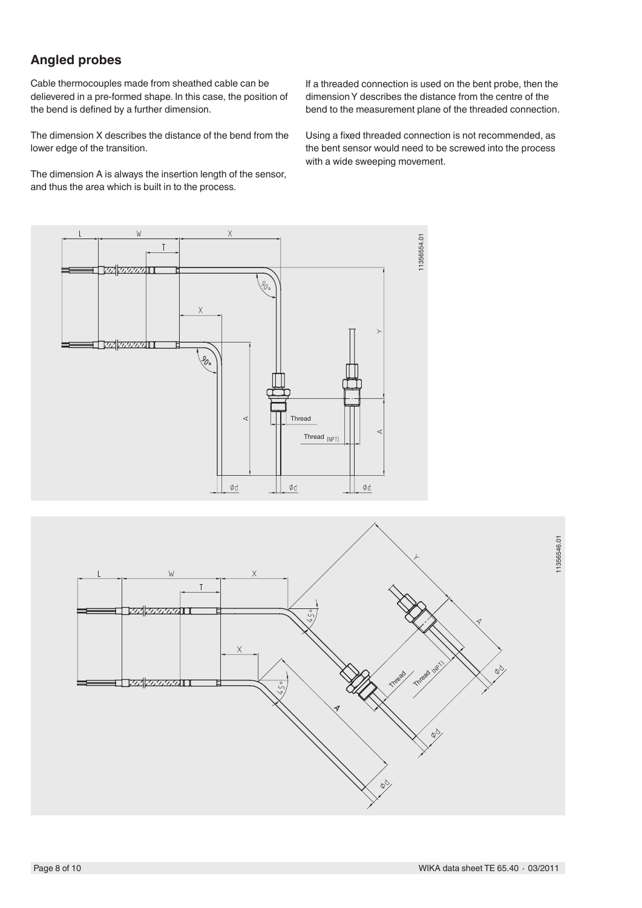## Angled probes

Cable thermocouples made from sheathed cable can be delievered in a pre-formed shape. In this case, the position of the bend is defined by a further dimension.

The dimension X describes the distance of the bend from the lower edge of the transition.

The dimension A is always the insertion length of the sensor, and thus the area which is built in to the process.

If a threaded connection is used on the bent probe, then the dimension Y describes the distance from the centre of the bend to the measurement plane of the threaded connection.

Using a fixed threaded connection is not recommended, as the bent sensor would need to be screwed into the process with a wide sweeping movement.

11356554.01

11356546.01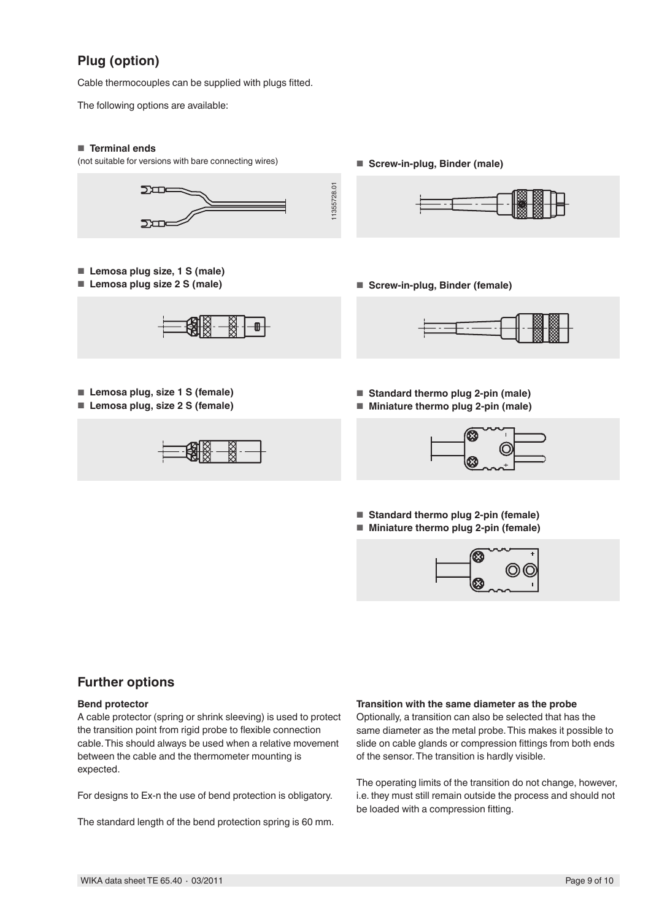## Plug (option)

Cable thermocouples can be supplied with plugs fitted.

The following options are available:

- **Terminal ends**

(not suitable for versions with bare connecting wires)

11355728.01

- **Screw-in-plug, Binder (male)**

- **Lemosa plug size, 1 S (male)**
- **Lemosa plug size 2 S (male)**

- **Screw-in-plug, Binder (female)**

- **Lemosa plug, size 1 S (female)**
- **Lemosa plug, size 2 S (female)**

- **Standard thermo plug 2-pin (male)**
- **Miniature thermo plug 2-pin (male)**

- **Standard thermo plug 2-pin (female)**
- **Miniature thermo plug 2-pin (female)**

## Further options

**Bend protector**

A cable protector (spring or shrink sleeving) is used to protect the transition point from rigid probe to flexible connection cable. This should always be used when a relative movement between the cable and the thermometer mounting is expected.

For designs to Ex-n the use of bend protection is obligatory.

The standard length of the bend protection spring is 60 mm.

**Transition with the same diameter as the probe**

Optionally, a transition can also be selected that has the same diameter as the metal probe. This makes it possible to slide on cable glands or compression fittings from both ends of the sensor. The transition is hardly visible.

The operating limits of the transition do not change, however, i.e. they must still remain outside the process and should not be loaded with a compression fitting.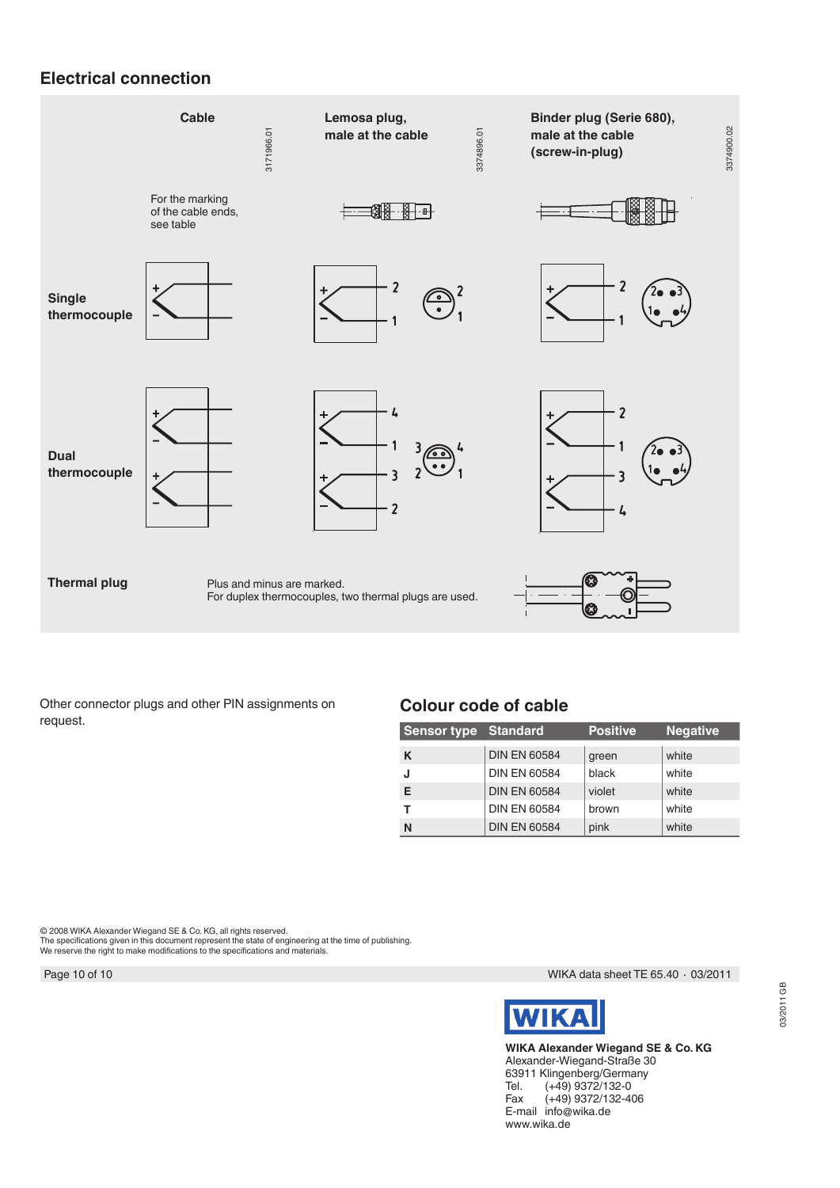## Electrical connection

Cable

3171966.01

Lemosa plug, male at the cable

3374896.01

Binder plug (Serie 680), male at the cable (screw-in-plug)

3374900.02

For the marking of the cable ends, see table

**Single thermocouple**

+ −

+ − 2 1 2 1

+ − 2 1 2 3 1 4

**Dual thermocouple**

+ − + −

+ − + − 4 1 3 2 3 4 2 1

+ − + − 2 1 3 4 2 3 1 4

**Thermal plug**

Plus and minus are marked.
For duplex thermocouples, two thermal plugs are used.

Other connector plugs and other PIN assignments on request.

## Colour code of cable

| Sensor type | Standard | Positive | Negative |
|---|---|---|---|
| **K** | DIN EN 60584 | green | white |
| **J** | DIN EN 60584 | black | white |
| **E** | DIN EN 60584 | violet | white |
| **T** | DIN EN 60584 | brown | white |
| **N** | DIN EN 60584 | pink | white |

© 2008 WIKA Alexander Wiegand SE & Co. KG, all rights reserved.
The specifications given in this document represent the state of engineering at the time of publishing.
We reserve the right to make modifications to the specifications and materials.

**WIKA Alexander Wiegand SE & Co. KG**
Alexander-Wiegand-Straße 30
63911 Klingenberg/Germany
Tel. (+49) 9372/132-0
Fax (+49) 9372/132-406
E-mail info@wika.de
www.wika.de